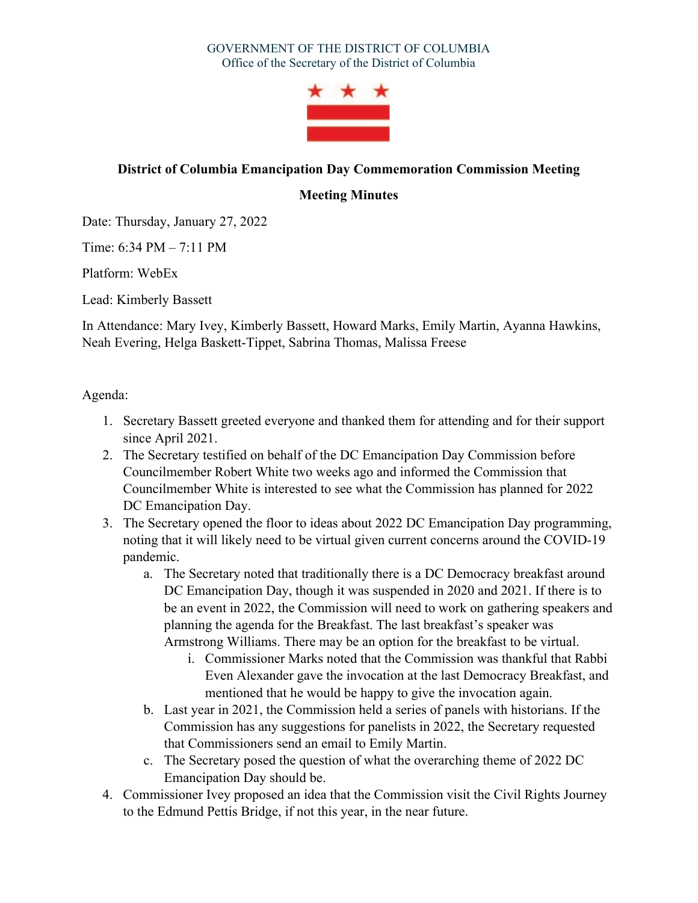GOVERNMENT OF THE DISTRICT OF COLUMBIA
Office of the Secretary of the District of Columbia

**District of Columbia Emancipation Day Commemoration Commission Meeting**

**Meeting Minutes**

Date: Thursday, January 27, 2022

Time: 6:34 PM – 7:11 PM

Platform: WebEx

Lead: Kimberly Bassett

In Attendance: Mary Ivey, Kimberly Bassett, Howard Marks, Emily Martin, Ayanna Hawkins, Neah Evering, Helga Baskett-Tippet, Sabrina Thomas, Malissa Freese

Agenda:

1. Secretary Bassett greeted everyone and thanked them for attending and for their support since April 2021.
2. The Secretary testified on behalf of the DC Emancipation Day Commission before Councilmember Robert White two weeks ago and informed the Commission that Councilmember White is interested to see what the Commission has planned for 2022 DC Emancipation Day.
3. The Secretary opened the floor to ideas about 2022 DC Emancipation Day programming, noting that it will likely need to be virtual given current concerns around the COVID-19 pandemic.
   a. The Secretary noted that traditionally there is a DC Democracy breakfast around DC Emancipation Day, though it was suspended in 2020 and 2021. If there is to be an event in 2022, the Commission will need to work on gathering speakers and planning the agenda for the Breakfast. The last breakfast's speaker was Armstrong Williams. There may be an option for the breakfast to be virtual.
      i. Commissioner Marks noted that the Commission was thankful that Rabbi Even Alexander gave the invocation at the last Democracy Breakfast, and mentioned that he would be happy to give the invocation again.
   b. Last year in 2021, the Commission held a series of panels with historians. If the Commission has any suggestions for panelists in 2022, the Secretary requested that Commissioners send an email to Emily Martin.
   c. The Secretary posed the question of what the overarching theme of 2022 DC Emancipation Day should be.
4. Commissioner Ivey proposed an idea that the Commission visit the Civil Rights Journey to the Edmund Pettis Bridge, if not this year, in the near future.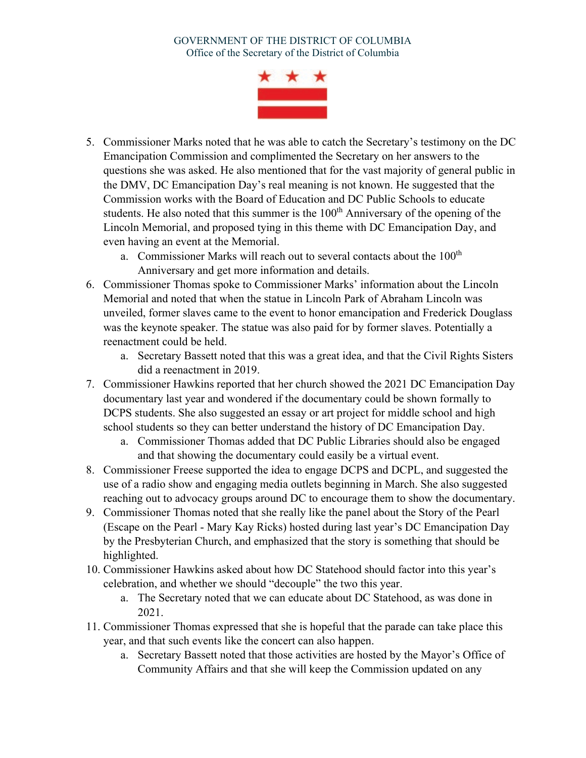GOVERNMENT OF THE DISTRICT OF COLUMBIA
Office of the Secretary of the District of Columbia

5. Commissioner Marks noted that he was able to catch the Secretary's testimony on the DC Emancipation Commission and complimented the Secretary on her answers to the questions she was asked. He also mentioned that for the vast majority of general public in the DMV, DC Emancipation Day's real meaning is not known. He suggested that the Commission works with the Board of Education and DC Public Schools to educate students. He also noted that this summer is the 100th Anniversary of the opening of the Lincoln Memorial, and proposed tying in this theme with DC Emancipation Day, and even having an event at the Memorial.
   a. Commissioner Marks will reach out to several contacts about the 100th Anniversary and get more information and details.
6. Commissioner Thomas spoke to Commissioner Marks' information about the Lincoln Memorial and noted that when the statue in Lincoln Park of Abraham Lincoln was unveiled, former slaves came to the event to honor emancipation and Frederick Douglass was the keynote speaker. The statue was also paid for by former slaves. Potentially a reenactment could be held.
   a. Secretary Bassett noted that this was a great idea, and that the Civil Rights Sisters did a reenactment in 2019.
7. Commissioner Hawkins reported that her church showed the 2021 DC Emancipation Day documentary last year and wondered if the documentary could be shown formally to DCPS students. She also suggested an essay or art project for middle school and high school students so they can better understand the history of DC Emancipation Day.
   a. Commissioner Thomas added that DC Public Libraries should also be engaged and that showing the documentary could easily be a virtual event.
8. Commissioner Freese supported the idea to engage DCPS and DCPL, and suggested the use of a radio show and engaging media outlets beginning in March. She also suggested reaching out to advocacy groups around DC to encourage them to show the documentary.
9. Commissioner Thomas noted that she really like the panel about the Story of the Pearl (Escape on the Pearl - Mary Kay Ricks) hosted during last year's DC Emancipation Day by the Presbyterian Church, and emphasized that the story is something that should be highlighted.
10. Commissioner Hawkins asked about how DC Statehood should factor into this year's celebration, and whether we should "decouple" the two this year.
    a. The Secretary noted that we can educate about DC Statehood, as was done in 2021.
11. Commissioner Thomas expressed that she is hopeful that the parade can take place this year, and that such events like the concert can also happen.
    a. Secretary Bassett noted that those activities are hosted by the Mayor's Office of Community Affairs and that she will keep the Commission updated on any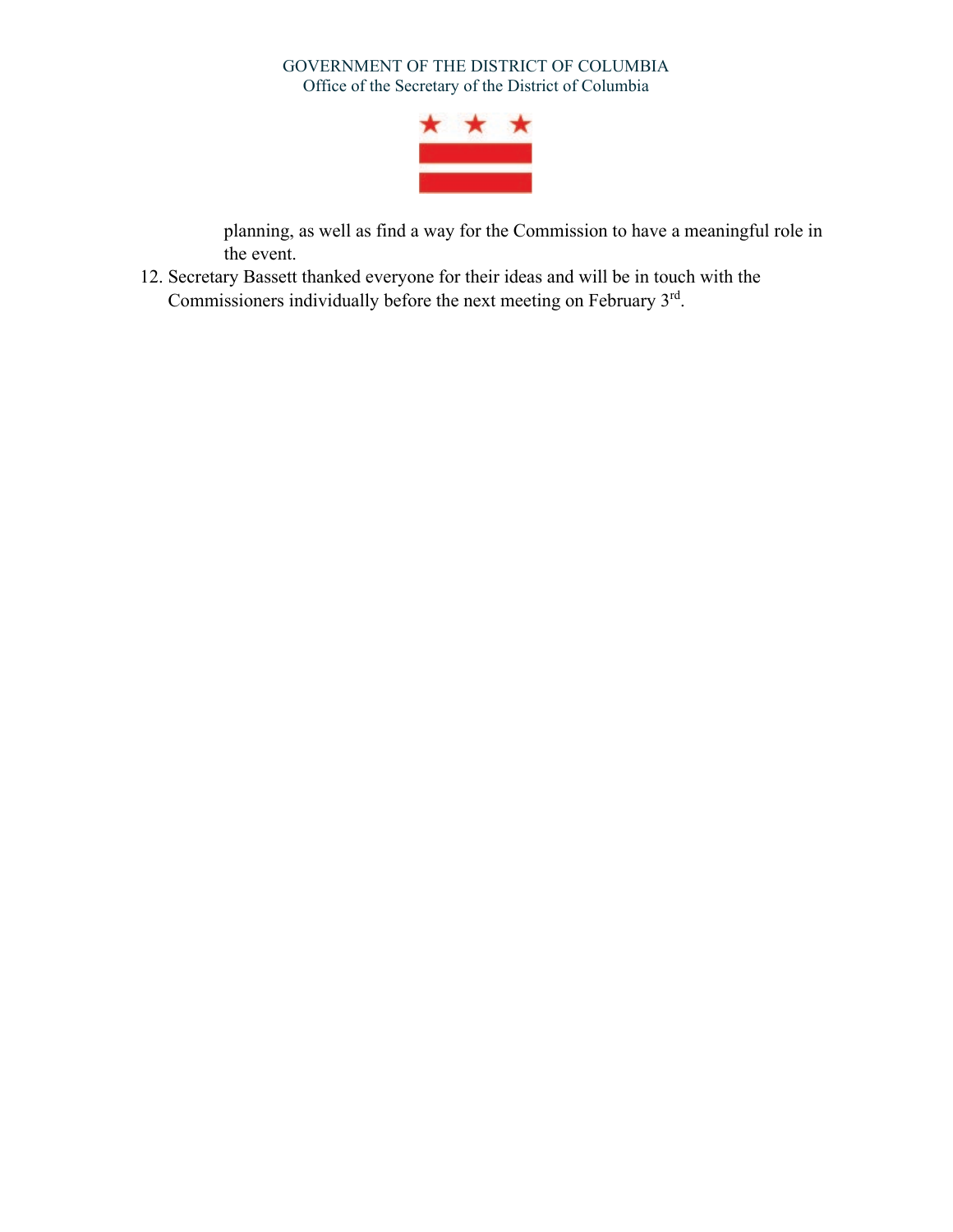planning, as well as find a way for the Commission to have a meaningful role in the event.

12. Secretary Bassett thanked everyone for their ideas and will be in touch with the Commissioners individually before the next meeting on February 3rd.